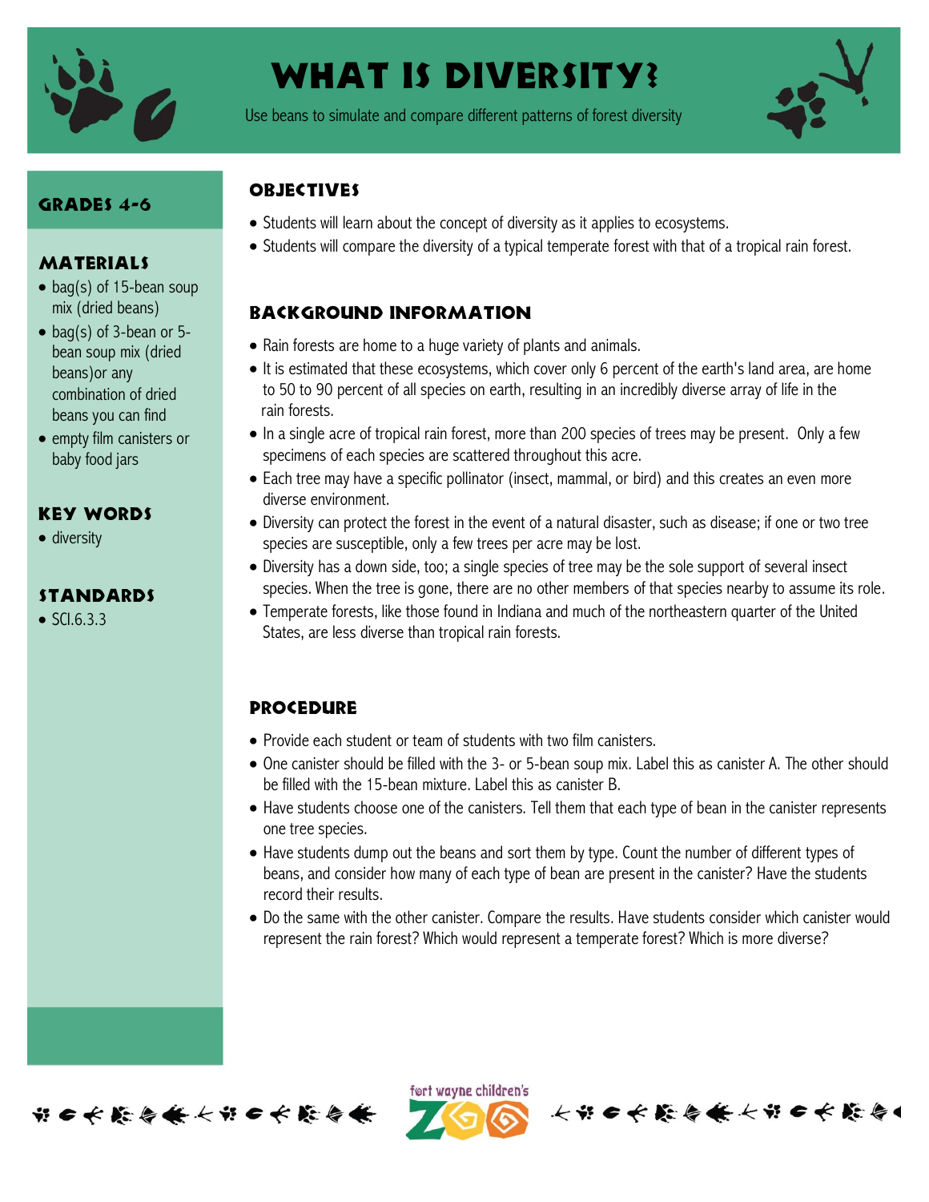# What Is Diversity?

Use beans to simulate and compare different patterns of forest diversity

## Grades 4-6

## Materials

- bag(s) of 15-bean soup mix (dried beans)
- bag(s) of 3-bean or 5-bean soup mix (dried beans)or any combination of dried beans you can find
- empty film canisters or baby food jars

## Key Words

- diversity

## Standards

- SCI.6.3.3

## Objectives

- Students will learn about the concept of diversity as it applies to ecosystems.
- Students will compare the diversity of a typical temperate forest with that of a tropical rain forest.

## Background Information

- Rain forests are home to a huge variety of plants and animals.
- It is estimated that these ecosystems, which cover only 6 percent of the earth's land area, are home to 50 to 90 percent of all species on earth, resulting in an incredibly diverse array of life in the rain forests.
- In a single acre of tropical rain forest, more than 200 species of trees may be present. Only a few specimens of each species are scattered throughout this acre.
- Each tree may have a specific pollinator (insect, mammal, or bird) and this creates an even more diverse environment.
- Diversity can protect the forest in the event of a natural disaster, such as disease; if one or two tree species are susceptible, only a few trees per acre may be lost.
- Diversity has a down side, too; a single species of tree may be the sole support of several insect species. When the tree is gone, there are no other members of that species nearby to assume its role.
- Temperate forests, like those found in Indiana and much of the northeastern quarter of the United States, are less diverse than tropical rain forests.

## Procedure

- Provide each student or team of students with two film canisters.
- One canister should be filled with the 3- or 5-bean soup mix. Label this as canister A. The other should be filled with the 15-bean mixture. Label this as canister B.
- Have students choose one of the canisters. Tell them that each type of bean in the canister represents one tree species.
- Have students dump out the beans and sort them by type. Count the number of different types of beans, and consider how many of each type of bean are present in the canister? Have the students record their results.
- Do the same with the other canister. Compare the results. Have students consider which canister would represent the rain forest? Which would represent a temperate forest? Which is more diverse?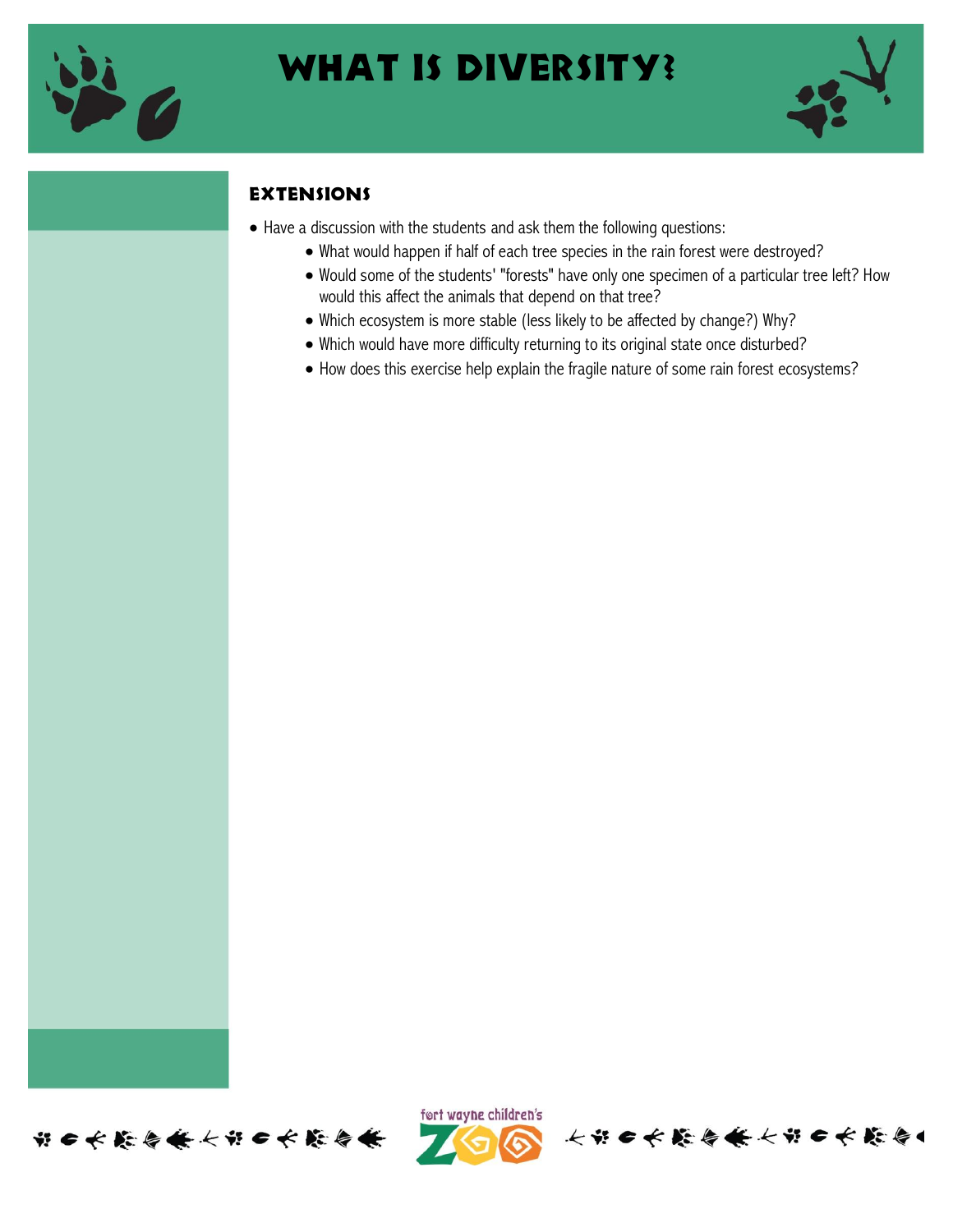# WHAT IS DIVERSITY?

### EXTENSIONS

- Have a discussion with the students and ask them the following questions:
  - What would happen if half of each tree species in the rain forest were destroyed?
  - Would some of the students' "forests" have only one specimen of a particular tree left? How would this affect the animals that depend on that tree?
  - Which ecosystem is more stable (less likely to be affected by change?) Why?
  - Which would have more difficulty returning to its original state once disturbed?
  - How does this exercise help explain the fragile nature of some rain forest ecosystems?